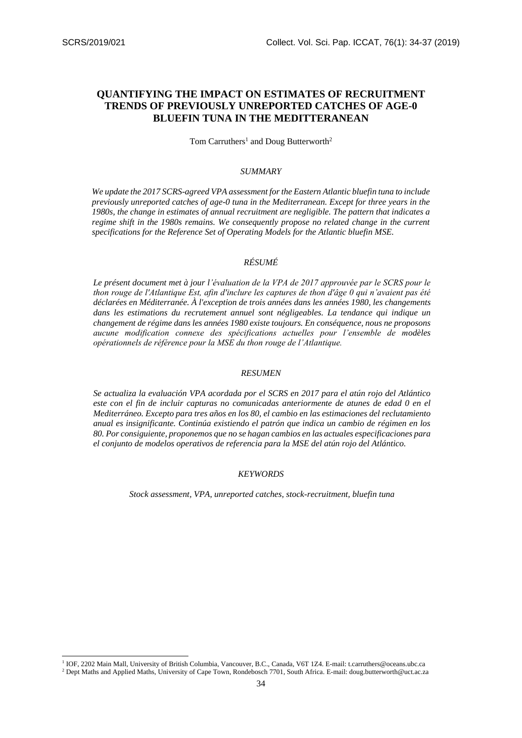# QUANTIFYING THE IMPACT ON ESTIMATES OF RECRUITMENT TRENDS OF PREVIOUSLY UNREPORTED CATCHES OF AGE-0 BLUEFIN TUNA IN THE MEDITTERANEAN

Tom Carruthers[1] and Doug Butterworth[2]

## *SUMMARY*

*We update the 2017 SCRS-agreed VPA assessment for the Eastern Atlantic bluefin tuna to include previously unreported catches of age-0 tuna in the Mediterranean. Except for three years in the 1980s, the change in estimates of annual recruitment are negligible. The pattern that indicates a regime shift in the 1980s remains. We consequently propose no related change in the current specifications for the Reference Set of Operating Models for the Atlantic bluefin MSE.*

## *RÉSUMÉ*

*Le présent document met à jour l'évaluation de la VPA de 2017 approuvée par le SCRS pour le thon rouge de l'Atlantique Est, afin d'inclure les captures de thon d'âge 0 qui n'avaient pas été déclarées en Méditerranée. À l'exception de trois années dans les années 1980, les changements dans les estimations du recrutement annuel sont négligeables. La tendance qui indique un changement de régime dans les années 1980 existe toujours. En conséquence, nous ne proposons aucune modification connexe des spécifications actuelles pour l'ensemble de modèles opérationnels de référence pour la MSE du thon rouge de l'Atlantique.*

## *RESUMEN*

*Se actualiza la evaluación VPA acordada por el SCRS en 2017 para el atún rojo del Atlántico este con el fin de incluir capturas no comunicadas anteriormente de atunes de edad 0 en el Mediterráneo. Excepto para tres años en los 80, el cambio en las estimaciones del reclutamiento anual es insignificante. Continúa existiendo el patrón que indica un cambio de régimen en los 80. Por consiguiente, proponemos que no se hagan cambios en las actuales especificaciones para el conjunto de modelos operativos de referencia para la MSE del atún rojo del Atlántico.*

## *KEYWORDS*

*Stock assessment, VPA, unreported catches, stock-recruitment, bluefin tuna*

---

[1] IOF, 2202 Main Mall, University of British Columbia, Vancouver, B.C., Canada, V6T 1Z4. E-mail: t.carruthers@oceans.ubc.ca

[2] Dept Maths and Applied Maths, University of Cape Town, Rondebosch 7701, South Africa. E-mail: doug.butterworth@uct.ac.za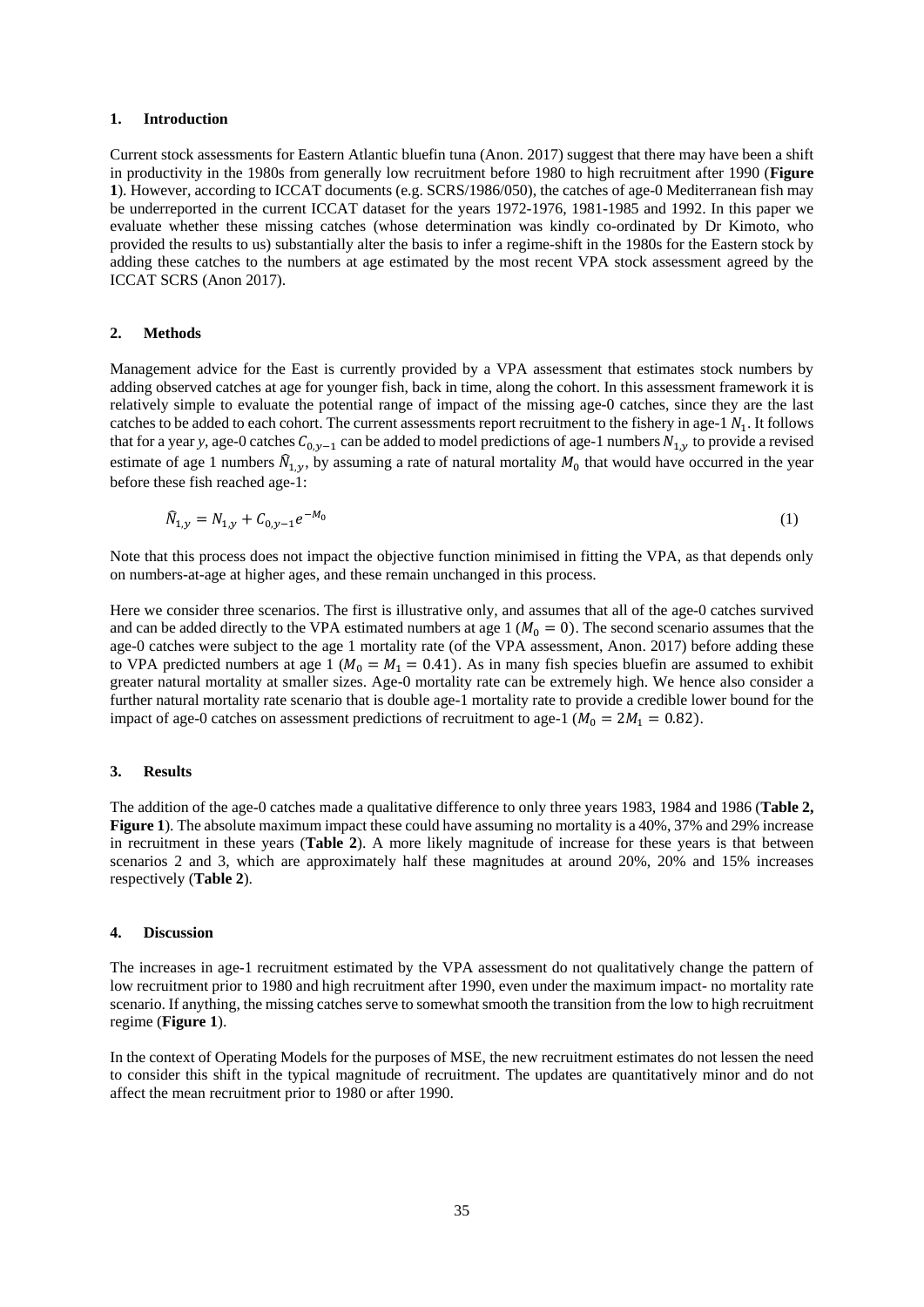## 1. Introduction

Current stock assessments for Eastern Atlantic bluefin tuna (Anon. 2017) suggest that there may have been a shift in productivity in the 1980s from generally low recruitment before 1980 to high recruitment after 1990 (**Figure 1**). However, according to ICCAT documents (e.g. SCRS/1986/050), the catches of age-0 Mediterranean fish may be underreported in the current ICCAT dataset for the years 1972-1976, 1981-1985 and 1992. In this paper we evaluate whether these missing catches (whose determination was kindly co-ordinated by Dr Kimoto, who provided the results to us) substantially alter the basis to infer a regime-shift in the 1980s for the Eastern stock by adding these catches to the numbers at age estimated by the most recent VPA stock assessment agreed by the ICCAT SCRS (Anon 2017).

## 2. Methods

Management advice for the East is currently provided by a VPA assessment that estimates stock numbers by adding observed catches at age for younger fish, back in time, along the cohort. In this assessment framework it is relatively simple to evaluate the potential range of impact of the missing age-0 catches, since they are the last catches to be added to each cohort. The current assessments report recruitment to the fishery in age-1 $N_1$. It follows that for a year *y*, age-0 catches $C_{0,y-1}$ can be added to model predictions of age-1 numbers $N_{1,y}$ to provide a revised estimate of age 1 numbers $\hat{N}_{1,y}$, by assuming a rate of natural mortality $M_0$ that would have occurred in the year before these fish reached age-1:

$$\hat{N}_{1,y} = N_{1,y} + C_{0,y-1}e^{-M_0} \tag{1}$$

Note that this process does not impact the objective function minimised in fitting the VPA, as that depends only on numbers-at-age at higher ages, and these remain unchanged in this process.

Here we consider three scenarios. The first is illustrative only, and assumes that all of the age-0 catches survived and can be added directly to the VPA estimated numbers at age 1 ($M_0 = 0$). The second scenario assumes that the age-0 catches were subject to the age 1 mortality rate (of the VPA assessment, Anon. 2017) before adding these to VPA predicted numbers at age 1 ($M_0 = M_1 = 0.41$). As in many fish species bluefin are assumed to exhibit greater natural mortality at smaller sizes. Age-0 mortality rate can be extremely high. We hence also consider a further natural mortality rate scenario that is double age-1 mortality rate to provide a credible lower bound for the impact of age-0 catches on assessment predictions of recruitment to age-1 ($M_0 = 2M_1 = 0.82$).

## 3. Results

The addition of the age-0 catches made a qualitative difference to only three years 1983, 1984 and 1986 (**Table 2, Figure 1**). The absolute maximum impact these could have assuming no mortality is a 40%, 37% and 29% increase in recruitment in these years (**Table 2**). A more likely magnitude of increase for these years is that between scenarios 2 and 3, which are approximately half these magnitudes at around 20%, 20% and 15% increases respectively (**Table 2**).

## 4. Discussion

The increases in age-1 recruitment estimated by the VPA assessment do not qualitatively change the pattern of low recruitment prior to 1980 and high recruitment after 1990, even under the maximum impact- no mortality rate scenario. If anything, the missing catches serve to somewhat smooth the transition from the low to high recruitment regime (**Figure 1**).

In the context of Operating Models for the purposes of MSE, the new recruitment estimates do not lessen the need to consider this shift in the typical magnitude of recruitment. The updates are quantitatively minor and do not affect the mean recruitment prior to 1980 or after 1990.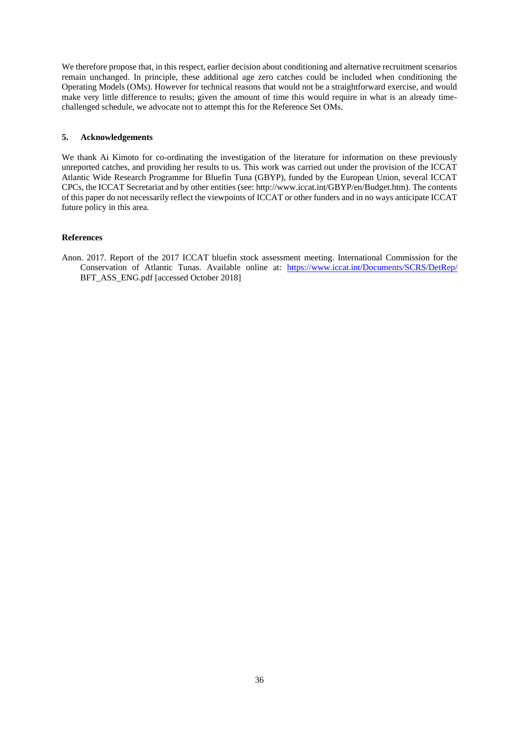We therefore propose that, in this respect, earlier decision about conditioning and alternative recruitment scenarios remain unchanged. In principle, these additional age zero catches could be included when conditioning the Operating Models (OMs). However for technical reasons that would not be a straightforward exercise, and would make very little difference to results; given the amount of time this would require in what is an already time-challenged schedule, we advocate not to attempt this for the Reference Set OMs.

## 5. Acknowledgements

We thank Ai Kimoto for co-ordinating the investigation of the literature for information on these previously unreported catches, and providing her results to us. This work was carried out under the provision of the ICCAT Atlantic Wide Research Programme for Bluefin Tuna (GBYP), funded by the European Union, several ICCAT CPCs, the ICCAT Secretariat and by other entities (see: http://www.iccat.int/GBYP/en/Budget.htm). The contents of this paper do not necessarily reflect the viewpoints of ICCAT or other funders and in no ways anticipate ICCAT future policy in this area.

## References

Anon. 2017. Report of the 2017 ICCAT bluefin stock assessment meeting. International Commission for the Conservation of Atlantic Tunas. Available online at: https://www.iccat.int/Documents/SCRS/DetRep/BFT_ASS_ENG.pdf [accessed October 2018]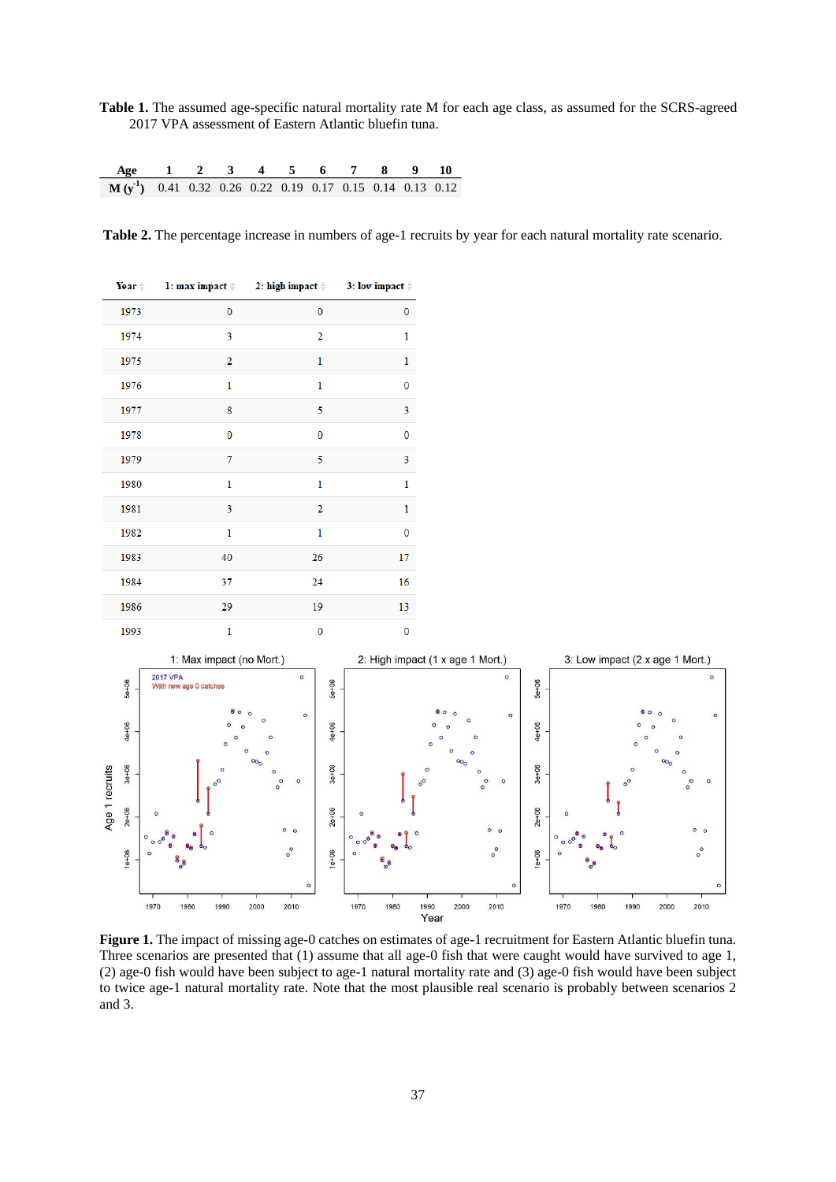**Table 1.** The assumed age-specific natural mortality rate M for each age class, as assumed for the SCRS-agreed 2017 VPA assessment of Eastern Atlantic bluefin tuna.

| Age | 1 | 2 | 3 | 4 | 5 | 6 | 7 | 8 | 9 | 10 |
|---|---|---|---|---|---|---|---|---|---|---|
| M ($y^{-1}$) | 0.41 | 0.32 | 0.26 | 0.22 | 0.19 | 0.17 | 0.15 | 0.14 | 0.13 | 0.12 |

**Table 2.** The percentage increase in numbers of age-1 recruits by year for each natural mortality rate scenario.

| Year | 1: max impact | 2: high impact | 3: low impact |
|---|---|---|---|
| 1973 | 0 | 0 | 0 |
| 1974 | 3 | 2 | 1 |
| 1975 | 2 | 1 | 1 |
| 1976 | 1 | 1 | 0 |
| 1977 | 8 | 5 | 3 |
| 1978 | 0 | 0 | 0 |
| 1979 | 7 | 5 | 3 |
| 1980 | 1 | 1 | 1 |
| 1981 | 3 | 2 | 1 |
| 1982 | 1 | 1 | 0 |
| 1983 | 40 | 26 | 17 |
| 1984 | 37 | 24 | 16 |
| 1986 | 29 | 19 | 13 |
| 1993 | 1 | 0 | 0 |

1: Max impact (no Mort.)

2: High impact (1 x age 1 Mort.)

3: Low impact (2 x age 1 Mort.)

2017 VPA

With new age 0 catches

Age 1 recruits

1e+06 2e+06 3e+06 4e+06 5e+06

1970 1980 1990 2000 2010

Year

**Figure 1.** The impact of missing age-0 catches on estimates of age-1 recruitment for Eastern Atlantic bluefin tuna. Three scenarios are presented that (1) assume that all age-0 fish that were caught would have survived to age 1, (2) age-0 fish would have been subject to age-1 natural mortality rate and (3) age-0 fish would have been subject to twice age-1 natural mortality rate. Note that the most plausible real scenario is probably between scenarios 2 and 3.